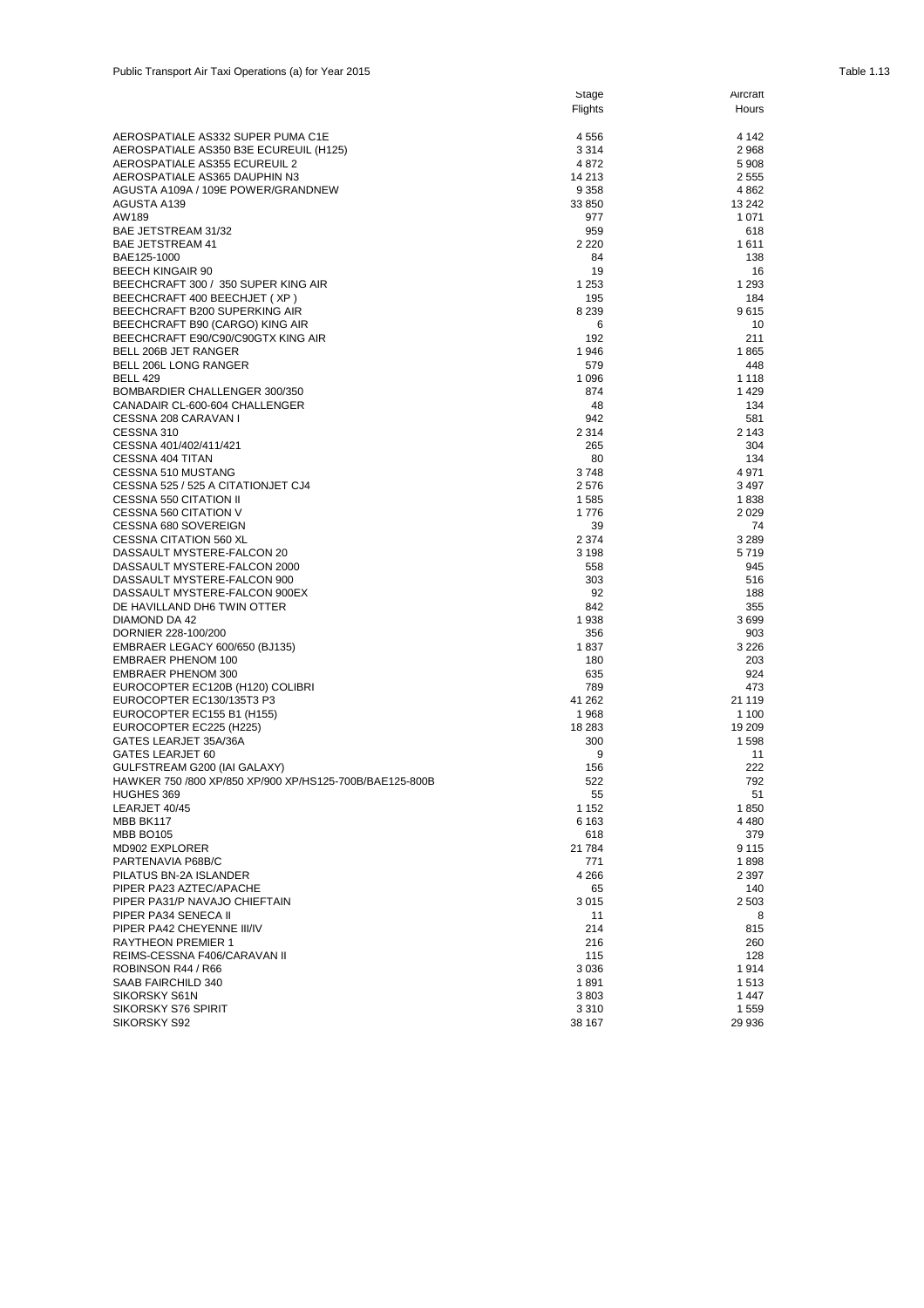Public Transport Air Taxi Operations (a) for Year 2015

Table 1.13

| | Stage Flights | Aircraft Hours |
|---|---|---|
| AEROSPATIALE AS332 SUPER PUMA C1E | 4 556 | 4 142 |
| AEROSPATIALE AS350 B3E ECUREUIL (H125) | 3 314 | 2 968 |
| AEROSPATIALE AS355 ECUREUIL 2 | 4 872 | 5 908 |
| AEROSPATIALE AS365 DAUPHIN N3 | 14 213 | 2 555 |
| AGUSTA A109A / 109E POWER/GRANDNEW | 9 358 | 4 862 |
| AGUSTA A139 | 33 850 | 13 242 |
| AW189 | 977 | 1 071 |
| BAE JETSTREAM 31/32 | 959 | 618 |
| BAE JETSTREAM 41 | 2 220 | 1 611 |
| BAE125-1000 | 84 | 138 |
| BEECH KINGAIR 90 | 19 | 16 |
| BEECHCRAFT 300 / 350 SUPER KING AIR | 1 253 | 1 293 |
| BEECHCRAFT 400 BEECHJET ( XP ) | 195 | 184 |
| BEECHCRAFT B200 SUPERKING AIR | 8 239 | 9 615 |
| BEECHCRAFT B90 (CARGO) KING AIR | 6 | 10 |
| BEECHCRAFT E90/C90/C90GTX KING AIR | 192 | 211 |
| BELL 206B JET RANGER | 1 946 | 1 865 |
| BELL 206L LONG RANGER | 579 | 448 |
| BELL 429 | 1 096 | 1 118 |
| BOMBARDIER CHALLENGER 300/350 | 874 | 1 429 |
| CANADAIR CL-600-604 CHALLENGER | 48 | 134 |
| CESSNA 208 CARAVAN I | 942 | 581 |
| CESSNA 310 | 2 314 | 2 143 |
| CESSNA 401/402/411/421 | 265 | 304 |
| CESSNA 404 TITAN | 80 | 134 |
| CESSNA 510 MUSTANG | 3 748 | 4 971 |
| CESSNA 525 / 525 A CITATIONJET CJ4 | 2 576 | 3 497 |
| CESSNA 550 CITATION II | 1 585 | 1 838 |
| CESSNA 560 CITATION V | 1 776 | 2 029 |
| CESSNA 680 SOVEREIGN | 39 | 74 |
| CESSNA CITATION 560 XL | 2 374 | 3 289 |
| DASSAULT MYSTERE-FALCON 20 | 3 198 | 5 719 |
| DASSAULT MYSTERE-FALCON 2000 | 558 | 945 |
| DASSAULT MYSTERE-FALCON 900 | 303 | 516 |
| DASSAULT MYSTERE-FALCON 900EX | 92 | 188 |
| DE HAVILLAND DH6 TWIN OTTER | 842 | 355 |
| DIAMOND DA 42 | 1 938 | 3 699 |
| DORNIER 228-100/200 | 356 | 903 |
| EMBRAER LEGACY 600/650 (BJ135) | 1 837 | 3 226 |
| EMBRAER PHENOM 100 | 180 | 203 |
| EMBRAER PHENOM 300 | 635 | 924 |
| EUROCOPTER EC120B (H120) COLIBRI | 789 | 473 |
| EUROCOPTER EC130/135T3 P3 | 41 262 | 21 119 |
| EUROCOPTER EC155 B1 (H155) | 1 968 | 1 100 |
| EUROCOPTER EC225 (H225) | 18 283 | 19 209 |
| GATES LEARJET 35A/36A | 300 | 1 598 |
| GATES LEARJET 60 | 9 | 11 |
| GULFSTREAM G200 (IAI GALAXY) | 156 | 222 |
| HAWKER 750 /800 XP/850 XP/900 XP/HS125-700B/BAE125-800B | 522 | 792 |
| HUGHES 369 | 55 | 51 |
| LEARJET 40/45 | 1 152 | 1 850 |
| MBB BK117 | 6 163 | 4 480 |
| MBB BO105 | 618 | 379 |
| MD902 EXPLORER | 21 784 | 9 115 |
| PARTENAVIA P68B/C | 771 | 1 898 |
| PILATUS BN-2A ISLANDER | 4 266 | 2 397 |
| PIPER PA23 AZTEC/APACHE | 65 | 140 |
| PIPER PA31/P NAVAJO CHIEFTAIN | 3 015 | 2 503 |
| PIPER PA34 SENECA II | 11 | 8 |
| PIPER PA42 CHEYENNE III/IV | 214 | 815 |
| RAYTHEON PREMIER 1 | 216 | 260 |
| REIMS-CESSNA F406/CARAVAN II | 115 | 128 |
| ROBINSON R44 / R66 | 3 036 | 1 914 |
| SAAB FAIRCHILD 340 | 1 891 | 1 513 |
| SIKORSKY S61N | 3 803 | 1 447 |
| SIKORSKY S76 SPIRIT | 3 310 | 1 559 |
| SIKORSKY S92 | 38 167 | 29 936 |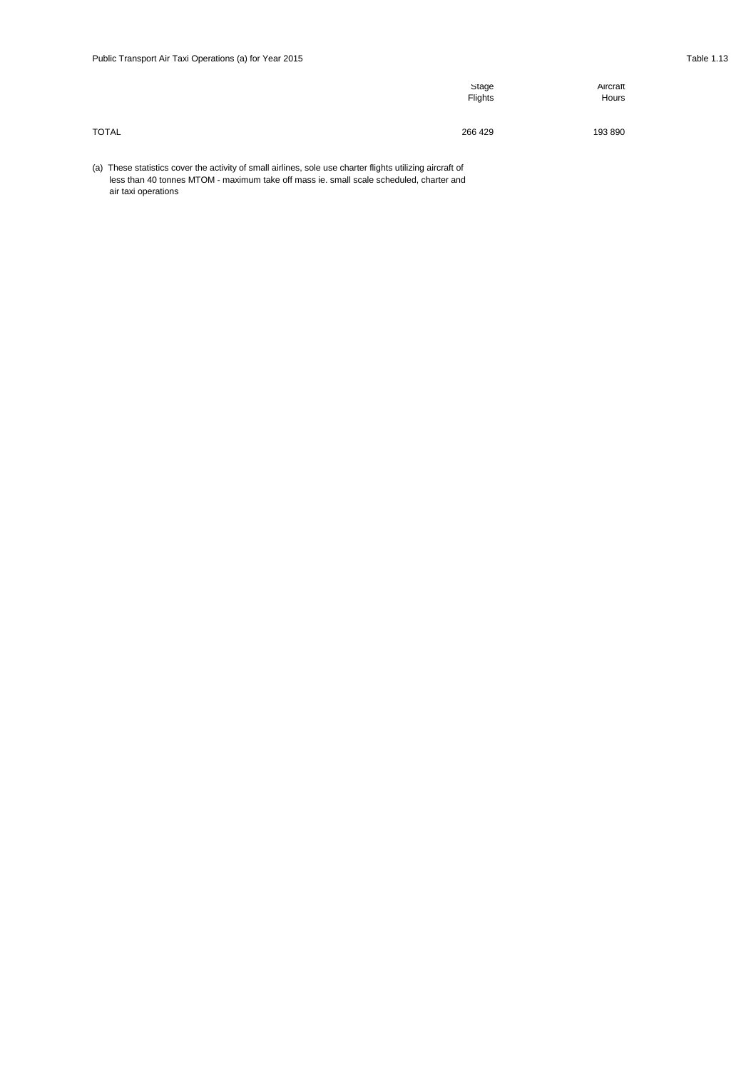Public Transport Air Taxi Operations (a) for Year 2015

Table 1.13

| | Stage Flights | Aircraft Hours |
| --- | --- | --- |
| TOTAL | 266 429 | 193 890 |

(a) These statistics cover the activity of small airlines, sole use charter flights utilizing aircraft of less than 40 tonnes MTOM - maximum take off mass ie. small scale scheduled, charter and air taxi operations